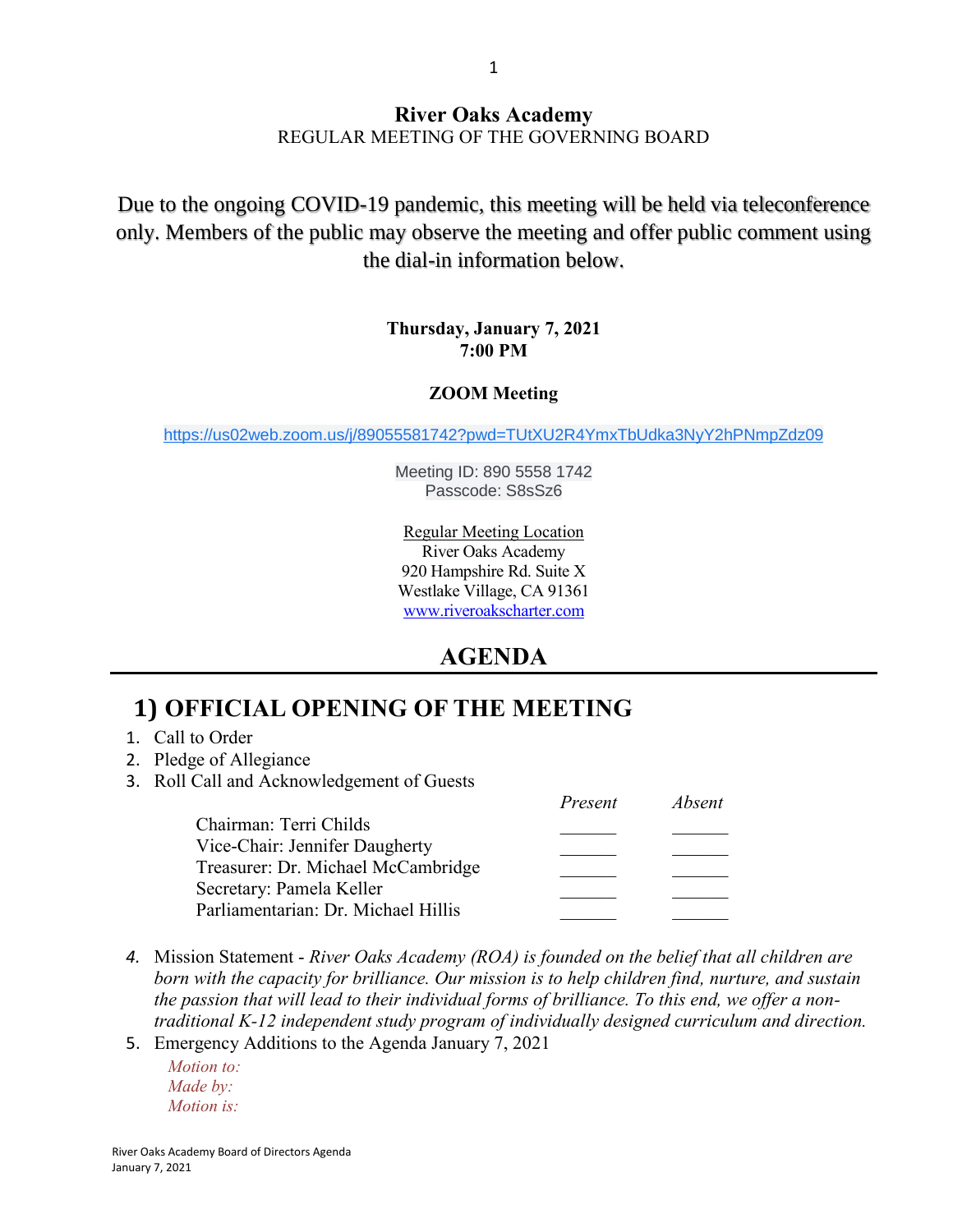# River Oaks Academy

REGULAR MEETING OF THE GOVERNING BOARD

Due to the ongoing COVID-19 pandemic, this meeting will be held via teleconference only. Members of the public may observe the meeting and offer public comment using the dial-in information below.

**Thursday, January 7, 2021**
**7:00 PM**

**ZOOM Meeting**

https://us02web.zoom.us/j/89055581742?pwd=TUtXU2R4YmxTbUdka3NyY2hPNmpZdz09

Meeting ID: 890 5558 1742
Passcode: S8sSz6

Regular Meeting Location
River Oaks Academy
920 Hampshire Rd. Suite X
Westlake Village, CA 91361
www.riveroakscharter.com

## AGENDA

## 1) OFFICIAL OPENING OF THE MEETING

1. Call to Order
2. Pledge of Allegiance
3. Roll Call and Acknowledgement of Guests

| | *Present* | *Absent* |
|---|---|---|
| Chairman: Terri Childs | ______ | ______ |
| Vice-Chair: Jennifer Daugherty | ______ | ______ |
| Treasurer: Dr. Michael McCambridge | ______ | ______ |
| Secretary: Pamela Keller | ______ | ______ |
| Parliamentarian: Dr. Michael Hillis | ______ | ______ |

4. Mission Statement - *River Oaks Academy (ROA) is founded on the belief that all children are born with the capacity for brilliance. Our mission is to help children find, nurture, and sustain the passion that will lead to their individual forms of brilliance. To this end, we offer a non-traditional K-12 independent study program of individually designed curriculum and direction.*
5. Emergency Additions to the Agenda January 7, 2021

   *Motion to:*
   *Made by:*
   *Motion is:*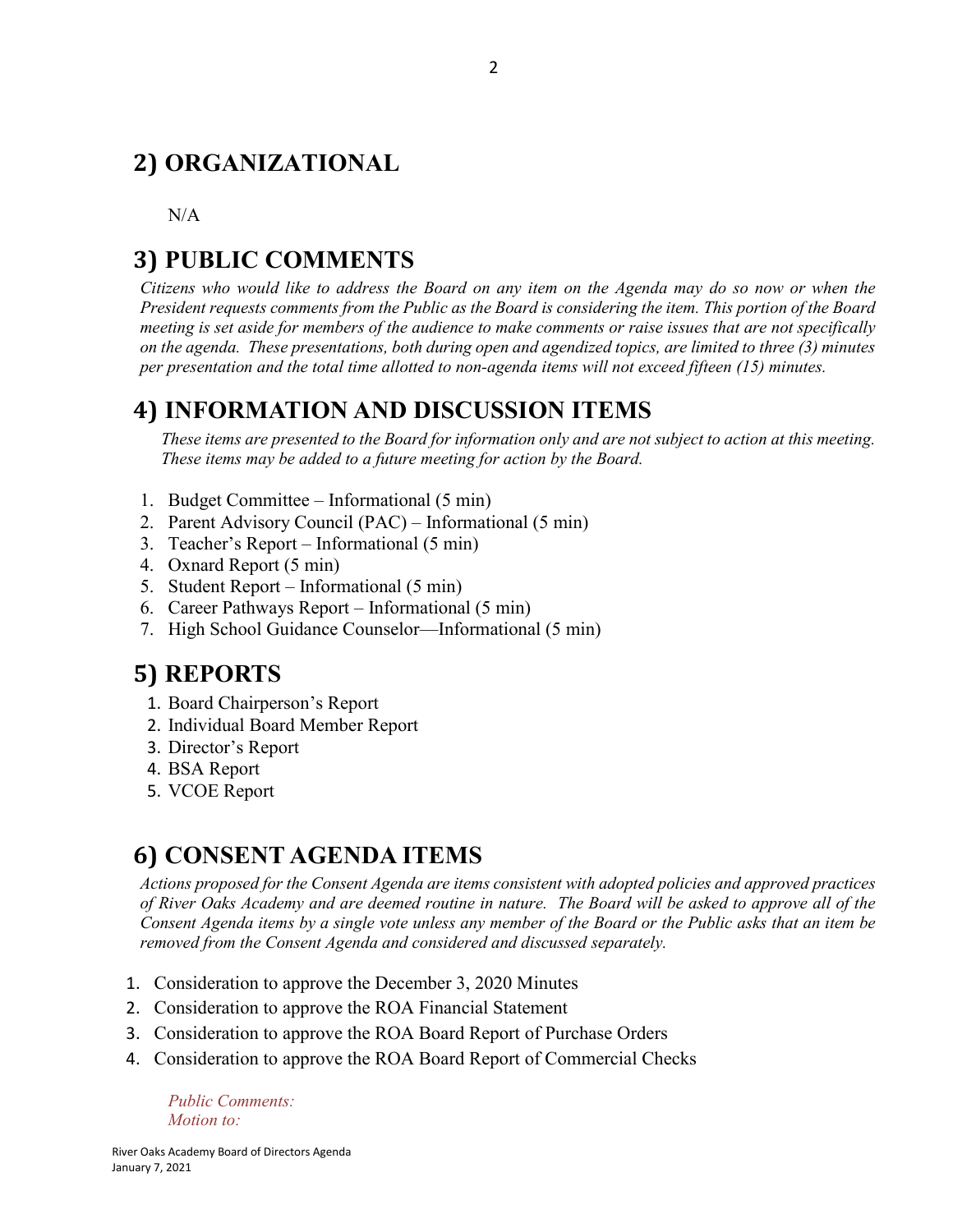## 2) ORGANIZATIONAL

N/A

## 3) PUBLIC COMMENTS

*Citizens who would like to address the Board on any item on the Agenda may do so now or when the President requests comments from the Public as the Board is considering the item. This portion of the Board meeting is set aside for members of the audience to make comments or raise issues that are not specifically on the agenda. These presentations, both during open and agendized topics, are limited to three (3) minutes per presentation and the total time allotted to non-agenda items will not exceed fifteen (15) minutes.*

## 4) INFORMATION AND DISCUSSION ITEMS

*These items are presented to the Board for information only and are not subject to action at this meeting. These items may be added to a future meeting for action by the Board.*

1. Budget Committee – Informational (5 min)
2. Parent Advisory Council (PAC) – Informational (5 min)
3. Teacher's Report – Informational (5 min)
4. Oxnard Report (5 min)
5. Student Report – Informational (5 min)
6. Career Pathways Report – Informational (5 min)
7. High School Guidance Counselor—Informational (5 min)

## 5) REPORTS

1. Board Chairperson's Report
2. Individual Board Member Report
3. Director's Report
4. BSA Report
5. VCOE Report

## 6) CONSENT AGENDA ITEMS

*Actions proposed for the Consent Agenda are items consistent with adopted policies and approved practices of River Oaks Academy and are deemed routine in nature. The Board will be asked to approve all of the Consent Agenda items by a single vote unless any member of the Board or the Public asks that an item be removed from the Consent Agenda and considered and discussed separately.*

1. Consideration to approve the December 3, 2020 Minutes
2. Consideration to approve the ROA Financial Statement
3. Consideration to approve the ROA Board Report of Purchase Orders
4. Consideration to approve the ROA Board Report of Commercial Checks

*Public Comments:*
*Motion to:*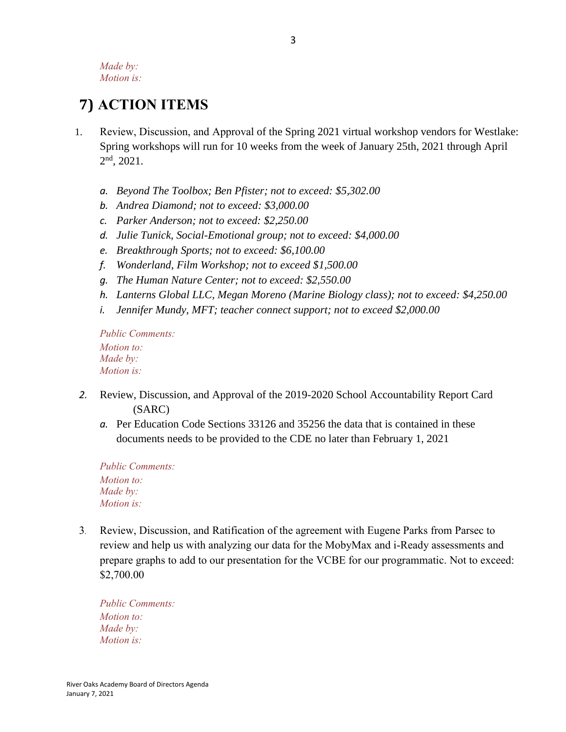*Made by:*
*Motion is:*

## 7) ACTION ITEMS

1. Review, Discussion, and Approval of the Spring 2021 virtual workshop vendors for Westlake: Spring workshops will run for 10 weeks from the week of January 25th, 2021 through April 2nd, 2021.

   a. *Beyond The Toolbox; Ben Pfister; not to exceed: $5,302.00*
   b. *Andrea Diamond; not to exceed: $3,000.00*
   c. *Parker Anderson; not to exceed: $2,250.00*
   d. *Julie Tunick, Social-Emotional group; not to exceed: $4,000.00*
   e. *Breakthrough Sports; not to exceed: $6,100.00*
   f. *Wonderland, Film Workshop; not to exceed $1,500.00*
   g. *The Human Nature Center; not to exceed: $2,550.00*
   h. *Lanterns Global LLC, Megan Moreno (Marine Biology class); not to exceed: $4,250.00*
   i. *Jennifer Mundy, MFT; teacher connect support; not to exceed $2,000.00*

   *Public Comments:*
   *Motion to:*
   *Made by:*
   *Motion is:*

2. Review, Discussion, and Approval of the 2019-2020 School Accountability Report Card (SARC)

   a. Per Education Code Sections 33126 and 35256 the data that is contained in these documents needs to be provided to the CDE no later than February 1, 2021

   *Public Comments:*
   *Motion to:*
   *Made by:*
   *Motion is:*

3. Review, Discussion, and Ratification of the agreement with Eugene Parks from Parsec to review and help us with analyzing our data for the MobyMax and i-Ready assessments and prepare graphs to add to our presentation for the VCBE for our programmatic. Not to exceed: $2,700.00

   *Public Comments:*
   *Motion to:*
   *Made by:*
   *Motion is:*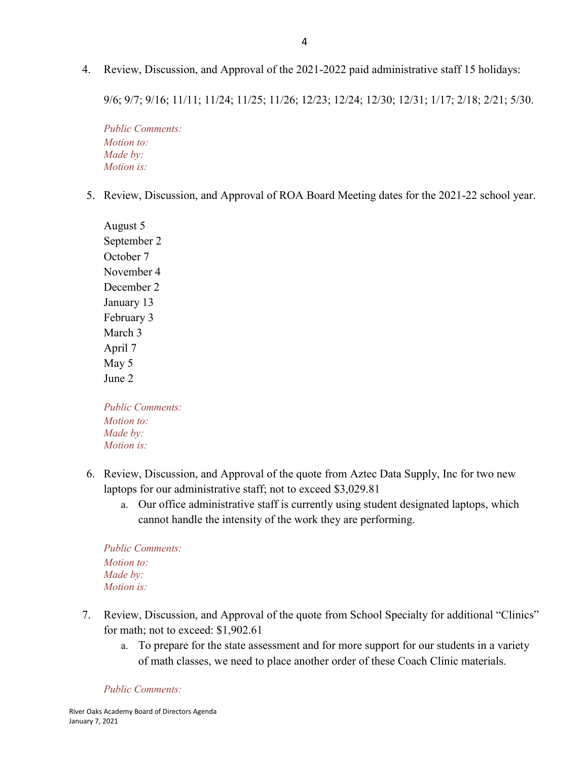4. Review, Discussion, and Approval of the 2021-2022 paid administrative staff 15 holidays:

   9/6; 9/7; 9/16; 11/11; 11/24; 11/25; 11/26; 12/23; 12/24; 12/30; 12/31; 1/17; 2/18; 2/21; 5/30.

   *Public Comments:*
   *Motion to:*
   *Made by:*
   *Motion is:*

5. Review, Discussion, and Approval of ROA Board Meeting dates for the 2021-22 school year.

   August 5
   September 2
   October 7
   November 4
   December 2
   January 13
   February 3
   March 3
   April 7
   May 5
   June 2

   *Public Comments:*
   *Motion to:*
   *Made by:*
   *Motion is:*

6. Review, Discussion, and Approval of the quote from Aztec Data Supply, Inc for two new laptops for our administrative staff; not to exceed $3,029.81
   a. Our office administrative staff is currently using student designated laptops, which cannot handle the intensity of the work they are performing.

   *Public Comments:*
   *Motion to:*
   *Made by:*
   *Motion is:*

7. Review, Discussion, and Approval of the quote from School Specialty for additional "Clinics" for math; not to exceed: $1,902.61
   a. To prepare for the state assessment and for more support for our students in a variety of math classes, we need to place another order of these Coach Clinic materials.

   *Public Comments:*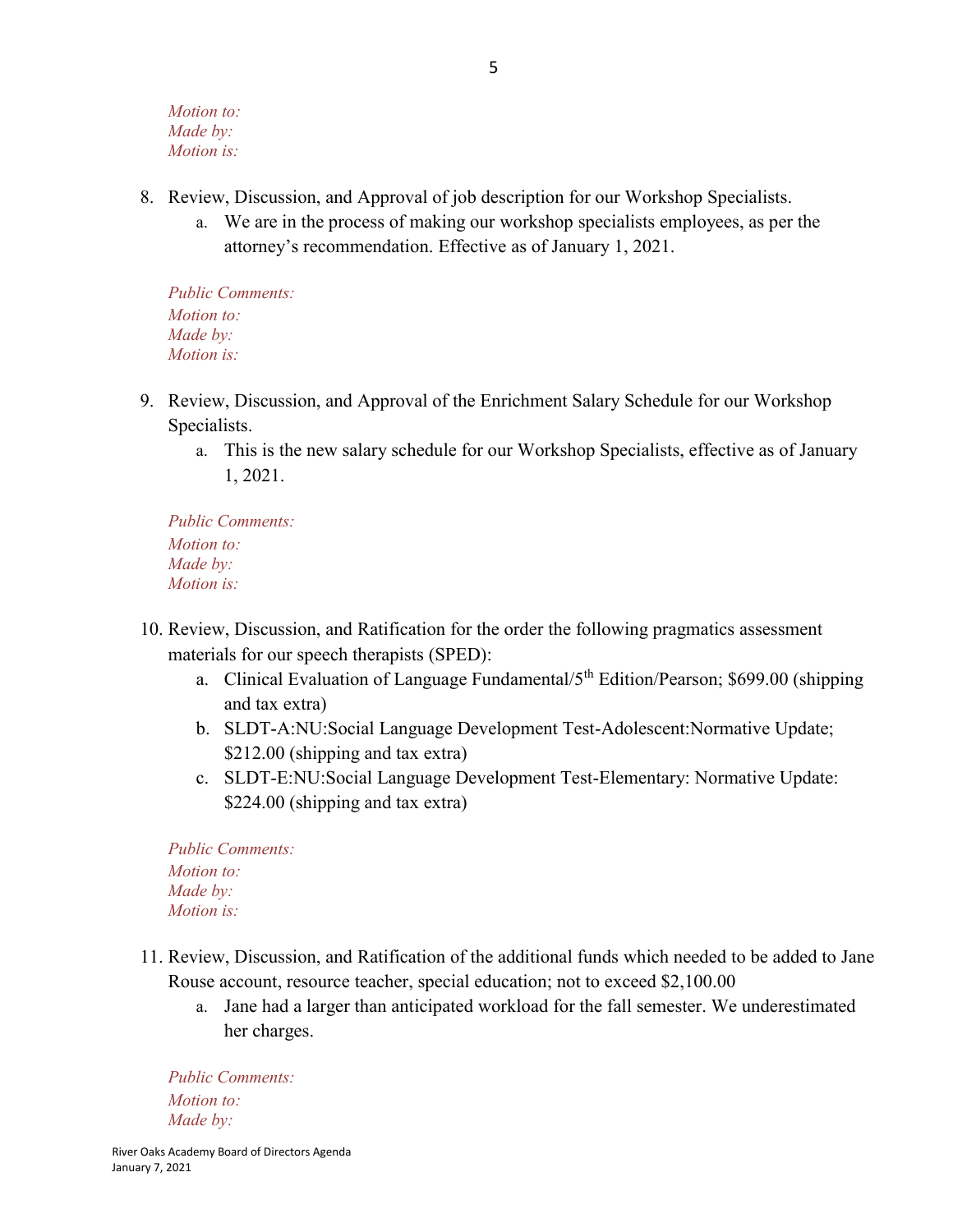*Motion to:*
*Made by:*
*Motion is:*

8. Review, Discussion, and Approval of job description for our Workshop Specialists.
    a. We are in the process of making our workshop specialists employees, as per the attorney's recommendation. Effective as of January 1, 2021.

*Public Comments:*
*Motion to:*
*Made by:*
*Motion is:*

9. Review, Discussion, and Approval of the Enrichment Salary Schedule for our Workshop Specialists.
    a. This is the new salary schedule for our Workshop Specialists, effective as of January 1, 2021.

*Public Comments:*
*Motion to:*
*Made by:*
*Motion is:*

10. Review, Discussion, and Ratification for the order the following pragmatics assessment materials for our speech therapists (SPED):
    a. Clinical Evaluation of Language Fundamental/5th Edition/Pearson; $699.00 (shipping and tax extra)
    b. SLDT-A:NU:Social Language Development Test-Adolescent:Normative Update; $212.00 (shipping and tax extra)
    c. SLDT-E:NU:Social Language Development Test-Elementary: Normative Update: $224.00 (shipping and tax extra)

*Public Comments:*
*Motion to:*
*Made by:*
*Motion is:*

11. Review, Discussion, and Ratification of the additional funds which needed to be added to Jane Rouse account, resource teacher, special education; not to exceed $2,100.00
    a. Jane had a larger than anticipated workload for the fall semester. We underestimated her charges.

*Public Comments:*
*Motion to:*
*Made by:*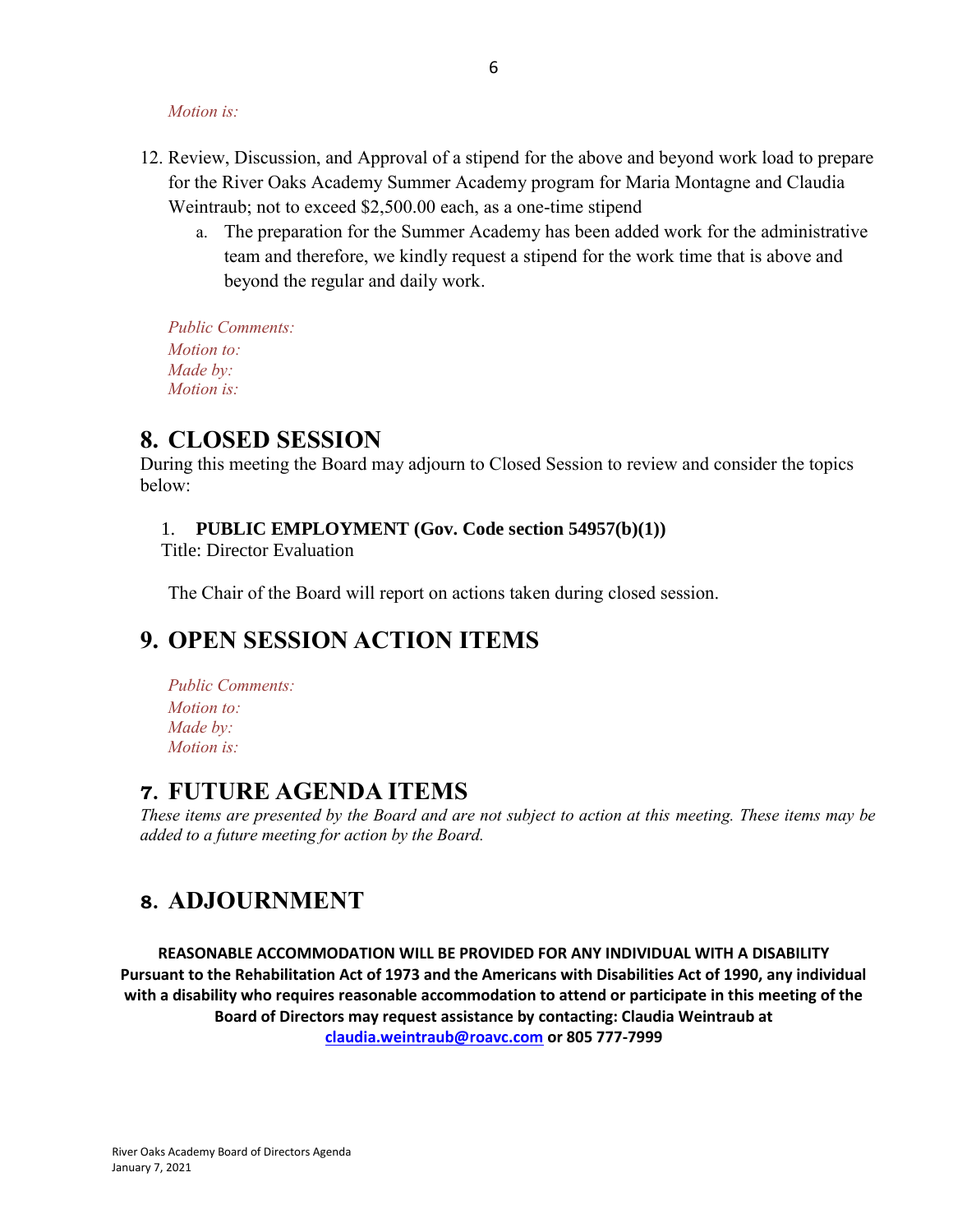*Motion is:*

12. Review, Discussion, and Approval of a stipend for the above and beyond work load to prepare for the River Oaks Academy Summer Academy program for Maria Montagne and Claudia Weintraub; not to exceed $2,500.00 each, as a one-time stipend
    a. The preparation for the Summer Academy has been added work for the administrative team and therefore, we kindly request a stipend for the work time that is above and beyond the regular and daily work.

*Public Comments:*
*Motion to:*
*Made by:*
*Motion is:*

## 8. CLOSED SESSION

During this meeting the Board may adjourn to Closed Session to review and consider the topics below:

1. **PUBLIC EMPLOYMENT (Gov. Code section 54957(b)(1))**

Title: Director Evaluation

The Chair of the Board will report on actions taken during closed session.

## 9. OPEN SESSION ACTION ITEMS

*Public Comments:*
*Motion to:*
*Made by:*
*Motion is:*

## 7. FUTURE AGENDA ITEMS

*These items are presented by the Board and are not subject to action at this meeting. These items may be added to a future meeting for action by the Board.*

## 8. ADJOURNMENT

**REASONABLE ACCOMMODATION WILL BE PROVIDED FOR ANY INDIVIDUAL WITH A DISABILITY**
**Pursuant to the Rehabilitation Act of 1973 and the Americans with Disabilities Act of 1990, any individual with a disability who requires reasonable accommodation to attend or participate in this meeting of the Board of Directors may request assistance by contacting: Claudia Weintraub at claudia.weintraub@roavc.com or 805 777-7999**